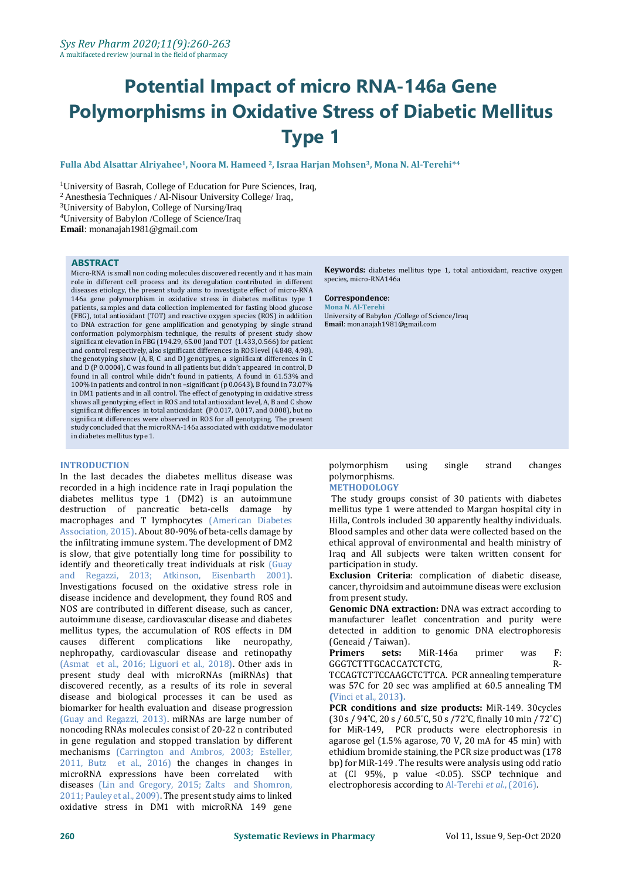# Potential Impact of micro RNA-146a Gene Polymorphisms in Oxidative Stress of Diabetic Mellitus Type 1

**Fulla Abd Alsattar Alriyahee[1], Noora M. Hameed [2], Israa Harjan Mohsen[3], Mona N. Al-Terehi*[4]**

[1]University of Basrah, College of Education for Pure Sciences, Iraq,
[2] Anesthesia Techniques / Al-Nisour University College/ Iraq,
[3]University of Babylon, College of Nursing/Iraq
[4]University of Babylon /College of Science/Iraq
**Email**: monanajah1981@gmail.com

## ABSTRACT

Micro-RNA is small non coding molecules discovered recently and it has main role in different cell process and its deregulation contributed in different diseases etiology, the present study aims to investigate effect of micro-RNA 146a gene polymorphism in oxidative stress in diabetes mellitus type 1 patients, samples and data collection implemented for fasting blood glucose (FBG), total antioxidant (TOT) and reactive oxygen species (ROS) in addition to DNA extraction for gene amplification and genotyping by single strand conformation polymorphism technique, the results of present study show significant elevation in FBG (194.29, 65.00 )and TOT (1.433, 0.566) for patient and control respectively, also significant differences in ROS level (4.848, 4.98). the genotyping show (A, B, C and D) genotypes, a significant differences in C and D (P 0.0004), C was found in all patients but didn't appeared in control, D found in all control while didn't found in patients, A found in 61.53% and 100% in patients and control in non –significant (p 0.0643), B found in 73.07% in DM1 patients and in all control. The effect of genotyping in oxidative stress shows all genotyping effect in ROS and total antioxidant level, A, B and C show significant differences in total antioxidant (P 0.017, 0.017, and 0.008), but no significant differences were observed in ROS for all genotyping. The present study concluded that the microRNA-146a associated with oxidative modulator in diabetes mellitus type 1.

**Keywords:** diabetes mellitus type 1, total antioxidant, reactive oxygen species, micro-RNA146a

**Correspondence**:
**Mona N. Al-Terehi**
University of Babylon /College of Science/Iraq
**Email**: monanajah1981@gmail.com

## INTRODUCTION

In the last decades the diabetes mellitus disease was recorded in a high incidence rate in Iraqi population the diabetes mellitus type 1 (DM2) is an autoimmune destruction of pancreatic beta-cells damage by macrophages and T lymphocytes (American Diabetes Association, 2015). About 80-90% of beta-cells damage by the infiltrating immune system. The development of DM2 is slow, that give potentially long time for possibility to identify and theoretically treat individuals at risk (Guay and Regazzi, 2013; Atkinson, Eisenbarth 2001). Investigations focused on the oxidative stress role in disease incidence and development, they found ROS and NOS are contributed in different disease, such as cancer, autoimmune disease, cardiovascular disease and diabetes mellitus types, the accumulation of ROS effects in DM causes different complications like neuropathy, nephropathy, cardiovascular disease and retinopathy (Asmat et al., 2016; Liguori et al., 2018). Other axis in present study deal with microRNAs (miRNAs) that discovered recently, as a results of its role in several disease and biological processes it can be used as biomarker for health evaluation and disease progression (Guay and Regazzi, 2013). miRNAs are large number of noncoding RNAs molecules consist of 20-22 n contributed in gene regulation and stopped translation by different mechanisms (Carrington and Ambros, 2003; Esteller, 2011, Butz et al., 2016) the changes in changes in microRNA expressions have been correlated with diseases (Lin and Gregory, 2015; Zalts and Shomron, 2011; Pauley et al., 2009). The present study aims to linked oxidative stress in DM1 with microRNA 149 gene polymorphism using single strand changes polymorphisms.

## METHODOLOGY

The study groups consist of 30 patients with diabetes mellitus type 1 were attended to Margan hospital city in Hilla, Controls included 30 apparently healthy individuals. Blood samples and other data were collected based on the ethical approval of environmental and health ministry of Iraq and All subjects were taken written consent for participation in study.

**Exclusion Criteria**: complication of diabetic disease, cancer, thyroidsim and autoimmune diseas were exclusion from present study.

**Genomic DNA extraction:** DNA was extract according to manufacturer leaflet concentration and purity were detected in addition to genomic DNA electrophoresis (Geneaid / Taiwan).

**Primers sets:** MiR-146a primer was F: GGGTCTTTGCACCATCTCTG, R- TCCAGTCTTCCAAGCTCTTCA. PCR annealing temperature was 57C for 20 sec was amplified at 60.5 annealing TM (Vinci et al., 2013).

**PCR conditions and size products:** MiR-149. 30cycles (30 s / 94˚C, 20 s / 60.5˚C, 50 s /72˚C, finally 10 min / 72˚C) for MiR-149, PCR products were electrophoresis in agarose gel (1.5% agarose, 70 V, 20 mA for 45 min) with ethidium bromide staining, the PCR size product was (178 bp) for MiR-149 . The results were analysis using odd ratio at (CI 95%, p value <0.05). SSCP technique and electrophoresis according to Al-Terehi *et al.*, (2016).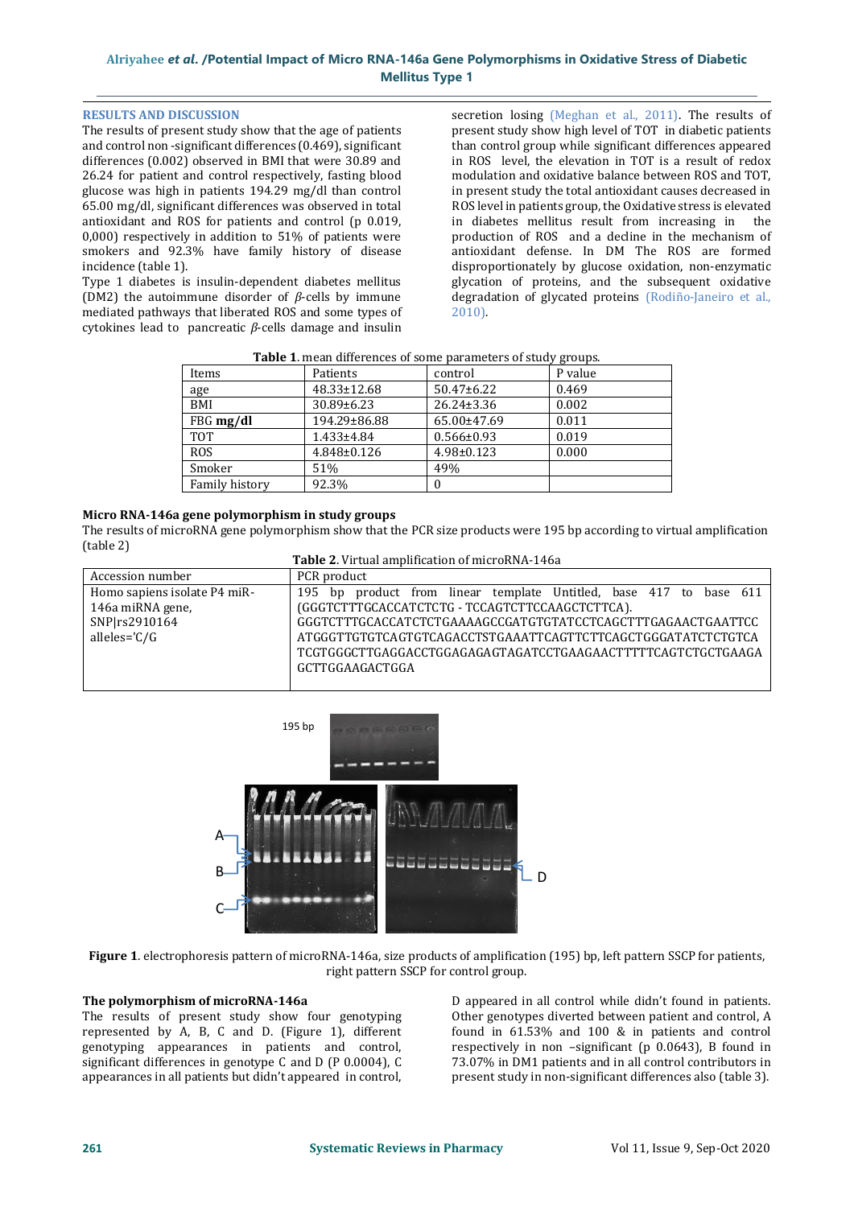## RESULTS AND DISCUSSION

The results of present study show that the age of patients and control non -significant differences (0.469), significant differences (0.002) observed in BMI that were 30.89 and 26.24 for patient and control respectively, fasting blood glucose was high in patients 194.29 mg/dl than control 65.00 mg/dl, significant differences was observed in total antioxidant and ROS for patients and control (p 0.019, 0,000) respectively in addition to 51% of patients were smokers and 92.3% have family history of disease incidence (table 1).

Type 1 diabetes is insulin-dependent diabetes mellitus (DM2) the autoimmune disorder of *β*-cells by immune mediated pathways that liberated ROS and some types of cytokines lead to pancreatic *β*-cells damage and insulin secretion losing (Meghan et al., 2011). The results of present study show high level of TOT in diabetic patients than control group while significant differences appeared in ROS level, the elevation in TOT is a result of redox modulation and oxidative balance between ROS and TOT, in present study the total antioxidant causes decreased in ROS level in patients group, the Oxidative stress is elevated in diabetes mellitus result from increasing in the production of ROS and a decline in the mechanism of antioxidant defense. In DM The ROS are formed disproportionately by glucose oxidation, non-enzymatic glycation of proteins, and the subsequent oxidative degradation of glycated proteins (Rodiño-Janeiro et al., 2010).

**Table 1**. mean differences of some parameters of study groups.

| Items | Patients | control | P value |
|---|---|---|---|
| age | 48.33±12.68 | 50.47±6.22 | 0.469 |
| BMI | 30.89±6.23 | 26.24±3.36 | 0.002 |
| FBG **mg/dl** | 194.29±86.88 | 65.00±47.69 | 0.011 |
| TOT | 1.433±4.84 | 0.566±0.93 | 0.019 |
| ROS | 4.848±0.126 | 4.98±0.123 | 0.000 |
| Smoker | 51% | 49% | |
| Family history | 92.3% | 0 | |

### Micro RNA-146a gene polymorphism in study groups

The results of microRNA gene polymorphism show that the PCR size products were 195 bp according to virtual amplification (table 2)

**Table 2**. Virtual amplification of microRNA-146a

| Accession number | PCR product |
|---|---|
| Homo sapiens isolate P4 miR-146a miRNA gene, SNP\|rs2910164 alleles='C/G | 195 bp product from linear template Untitled, base 417 to base 611 (GGGTCTTTGCACCATCTCTG - TCCAGTCTTCCAAGCTCTTCA). GGGTCTTTGCACCATCTCTGAAAAGCCGATGTGTATCCTCAGCTTTGAGAACTGAATTCCATGGGTTGTGTCAGTGTCAGACCTSTGAAATTCAGTTCTTCAGCTGGGATATCTCTGTCATCGTGGGCTTGAGGACCTGGAGAGAGTAGATCCTGAAGAACTTTTTCAGTCTGCTGAAGAGCTTGGAAGACTGGA |

195 bp

A

B

C

D

**Figure 1**. electrophoresis pattern of microRNA-146a, size products of amplification (195) bp, left pattern SSCP for patients, right pattern SSCP for control group.

### The polymorphism of microRNA-146a

The results of present study show four genotyping represented by A, B, C and D. (Figure 1), different genotyping appearances in patients and control, significant differences in genotype C and D (P 0.0004), C appearances in all patients but didn't appeared in control, D appeared in all control while didn't found in patients. Other genotypes diverted between patient and control, A found in 61.53% and 100 & in patients and control respectively in non –significant (p 0.0643), B found in 73.07% in DM1 patients and in all control contributors in present study in non-significant differences also (table 3).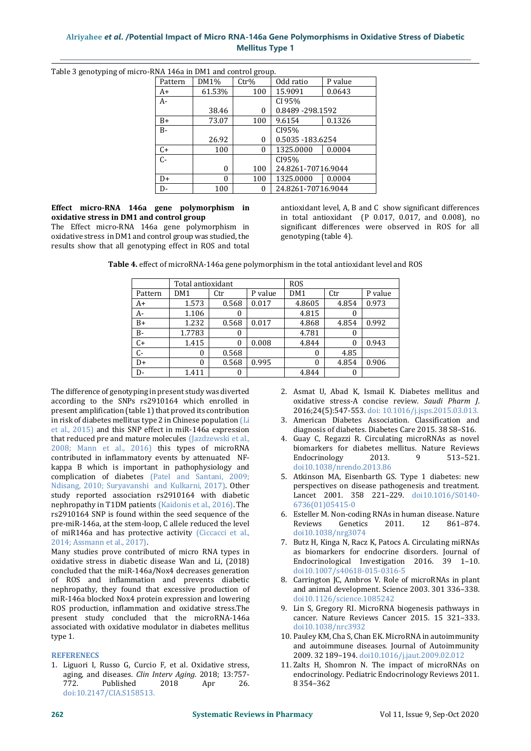Table 3 genotyping of micro-RNA 146a in DM1 and control group.

| Pattern | DM1% | Ctr% | Odd ratio | P value |
|---|---|---|---|---|
| A+ | 61.53% | 100 | 15.9091 | 0.0643 |
| A- | 38.46 | 0 | CI 95% 0.8489 -298.1592 | |
| B+ | 73.07 | 100 | 9.6154 | 0.1326 |
| B- | 26.92 | 0 | CI95% 0.5035 -183.6254 | |
| C+ | 100 | 0 | 1325.0000 | 0.0004 |
| C- | 0 | 100 | CI95% 24.8261-70716.9044 | |
| D+ | 0 | 100 | 1325.0000 | 0.0004 |
| D- | 100 | 0 | 24.8261-70716.9044 | |

**Effect micro-RNA 146a gene polymorphism in oxidative stress in DM1 and control group**

The Effect micro-RNA 146a gene polymorphism in oxidative stress in DM1 and control group was studied, the results show that all genotyping effect in ROS and total antioxidant level, A, B and C show significant differences in total antioxidant (P 0.017, 0.017, and 0.008), no significant differences were observed in ROS for all genotyping (table 4).

**Table 4.** effect of microRNA-146a gene polymorphism in the total antioxidant level and ROS

| | Total antioxidant | | | ROS | | |
|---|---|---|---|---|---|---|
| Pattern | DM1 | Ctr | P value | DM1 | Ctr | P value |
| A+ | 1.573 | 0.568 | 0.017 | 4.8605 | 4.854 | 0.973 |
| A- | 1.106 | 0 | | 4.815 | 0 | |
| B+ | 1.232 | 0.568 | 0.017 | 4.868 | 4.854 | 0.992 |
| B- | 1.7783 | 0 | | 4.781 | 0 | |
| C+ | 1.415 | 0 | 0.008 | 4.844 | 0 | 0.943 |
| C- | 0 | 0.568 | | 0 | 4.85 | |
| D+ | 0 | 0.568 | 0.995 | 0 | 4.854 | 0.906 |
| D- | 1.411 | 0 | | 4.844 | 0 | |

The difference of genotyping in present study was diverted according to the SNPs rs2910164 which enrolled in present amplification (table 1) that proved its contribution in risk of diabetes mellitus type 2 in Chinese population (Li et al., 2015) and this SNP effect in miR-146a expression that reduced pre and mature molecules (Jazdzewski et al., 2008; Mann et al., 2016) this types of microRNA contributed in inflammatory events by attenuated NF-kappa B which is important in pathophysiology and complication of diabetes (Patel and Santani, 2009; Ndisang, 2010; Suryavanshi and Kulkarni, 2017). Other study reported association rs2910164 with diabetic nephropathy in T1DM patients (Kaidonis et al., 2016). The rs2910164 SNP is found within the seed sequence of the pre-miR-146a, at the stem-loop, C allele reduced the level of miR146a and has protective activity (Ciccacci et al., 2014; Assmann et al., 2017).

Many studies prove contributed of micro RNA types in oxidative stress in diabetic disease Wan and Li, (2018) concluded that the miR-146a/Nox4 decreases generation of ROS and inflammation and prevents diabetic nephropathy, they found that excessive production of miR-146a blocked Nox4 protein expression and lowering ROS production, inflammation and oxidative stress.The present study concluded that the microRNA-146a associated with oxidative modulator in diabetes mellitus type 1.

## REFERENECS

1. Liguori I, Russo G, Curcio F, et al. Oxidative stress, aging, and diseases. *Clin Interv Aging*. 2018; 13:757-772. Published 2018 Apr 26. doi:10.2147/CIA.S158513.
2. Asmat U, Abad K, Ismail K. Diabetes mellitus and oxidative stress-A concise review. *Saudi Pharm J*. 2016;24(5):547-553. doi: 10.1016/j.jsps.2015.03.013.
3. American Diabetes Association. Classification and diagnosis of diabetes. Diabetes Care 2015. 38 S8–S16.
4. Guay C, Regazzi R. Circulating microRNAs as novel biomarkers for diabetes mellitus. Nature Reviews Endocrinology 2013. 9 513–521. doi10.1038/nrendo.2013.86
5. Atkinson MA, Eisenbarth GS. Type 1 diabetes: new perspectives on disease pathogenesis and treatment. Lancet 2001. 358 221–229. doi10.1016/S0140-6736(01)05415-0
6. Esteller M. Non-coding RNAs in human disease. Nature Reviews Genetics 2011. 12 861–874. doi10.1038/nrg3074
7. Butz H, Kinga N, Racz K, Patocs A. Circulating miRNAs as biomarkers for endocrine disorders. Journal of Endocrinological Investigation 2016. 39 1–10. doi10.1007/s40618-015-0316-5
8. Carrington JC, Ambros V. Role of microRNAs in plant and animal development. Science 2003. 301 336–338. doi10.1126/science.1085242
9. Lin S, Gregory RI. MicroRNA biogenesis pathways in cancer. Nature Reviews Cancer 2015. 15 321–333. doi10.1038/nrc3932
10. Pauley KM, Cha S, Chan EK. MicroRNA in autoimmunity and autoimmune diseases. Journal of Autoimmunity 2009. 32 189–194. doi10.1016/j.jaut.2009.02.012
11. Zalts H, Shomron N. The impact of microRNAs on endocrinology. Pediatric Endocrinology Reviews 2011. 8 354–362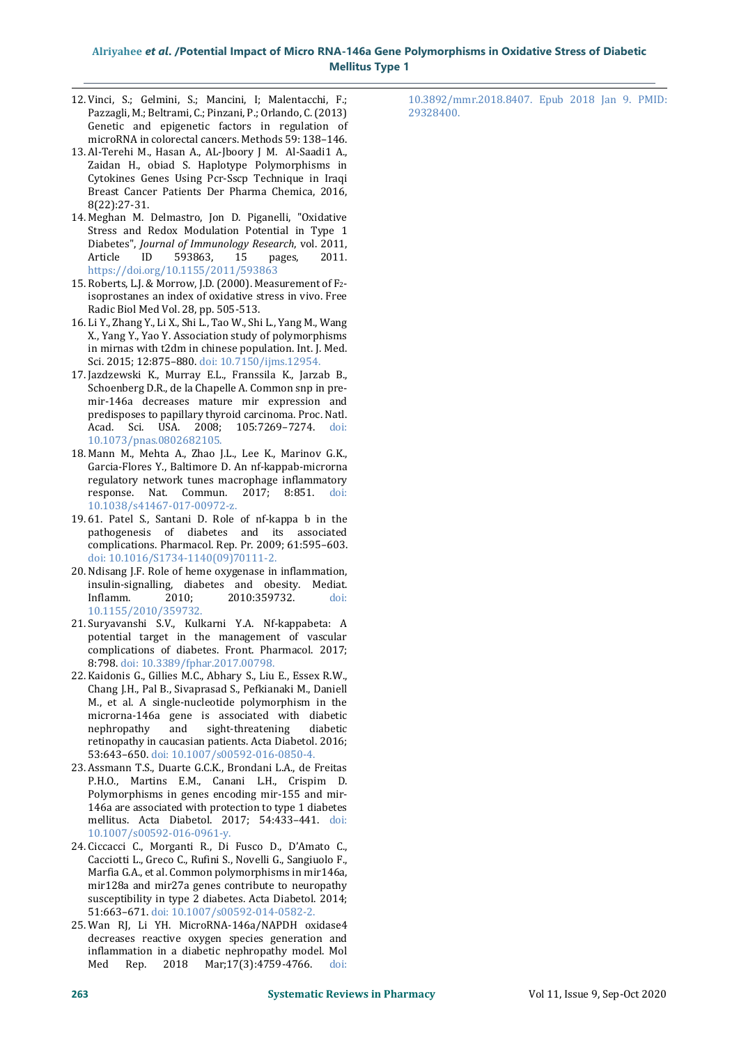12. Vinci, S.; Gelmini, S.; Mancini, I; Malentacchi, F.; Pazzagli, M.; Beltrami, C.; Pinzani, P.; Orlando, C. (2013) Genetic and epigenetic factors in regulation of microRNA in colorectal cancers. Methods 59: 138–146.
13. Al-Terehi M., Hasan A., AL-Jboory J M. Al-Saadi1 A., Zaidan H., obiad S. Haplotype Polymorphisms in Cytokines Genes Using Pcr-Sscp Technique in Iraqi Breast Cancer Patients Der Pharma Chemica, 2016, 8(22):27-31.
14. Meghan M. Delmastro, Jon D. Piganelli, "Oxidative Stress and Redox Modulation Potential in Type 1 Diabetes", *Journal of Immunology Research*, vol. 2011, Article ID 593863, 15 pages, 2011. https://doi.org/10.1155/2011/593863
15. Roberts, L.J. & Morrow, J.D. (2000). Measurement of $F_2$-isoprostanes an index of oxidative stress in vivo. Free Radic Biol Med Vol. 28, pp. 505-513.
16. Li Y., Zhang Y., Li X., Shi L., Tao W., Shi L., Yang M., Wang X., Yang Y., Yao Y. Association study of polymorphisms in mirnas with t2dm in chinese population. Int. J. Med. Sci. 2015; 12:875–880. doi: 10.7150/ijms.12954.
17. Jazdzewski K., Murray E.L., Franssila K., Jarzab B., Schoenberg D.R., de la Chapelle A. Common snp in pre-mir-146a decreases mature mir expression and predisposes to papillary thyroid carcinoma. Proc. Natl. Acad. Sci. USA. 2008; 105:7269–7274. doi: 10.1073/pnas.0802682105.
18. Mann M., Mehta A., Zhao J.L., Lee K., Marinov G.K., Garcia-Flores Y., Baltimore D. An nf-kappab-microrna regulatory network tunes macrophage inflammatory response. Nat. Commun. 2017; 8:851. doi: 10.1038/s41467-017-00972-z.
19. 61. Patel S., Santani D. Role of nf-kappa b in the pathogenesis of diabetes and its associated complications. Pharmacol. Rep. Pr. 2009; 61:595–603. doi: 10.1016/S1734-1140(09)70111-2.
20. Ndisang J.F. Role of heme oxygenase in inflammation, insulin-signalling, diabetes and obesity. Mediat. Inflamm. 2010; 2010:359732. doi: 10.1155/2010/359732.
21. Suryavanshi S.V., Kulkarni Y.A. Nf-kappabeta: A potential target in the management of vascular complications of diabetes. Front. Pharmacol. 2017; 8:798. doi: 10.3389/fphar.2017.00798.
22. Kaidonis G., Gillies M.C., Abhary S., Liu E., Essex R.W., Chang J.H., Pal B., Sivaprasad S., Pefkianaki M., Daniell M., et al. A single-nucleotide polymorphism in the microrna-146a gene is associated with diabetic nephropathy and sight-threatening diabetic retinopathy in caucasian patients. Acta Diabetol. 2016; 53:643–650. doi: 10.1007/s00592-016-0850-4.
23. Assmann T.S., Duarte G.C.K., Brondani L.A., de Freitas P.H.O., Martins E.M., Canani L.H., Crispim D. Polymorphisms in genes encoding mir-155 and mir-146a are associated with protection to type 1 diabetes mellitus. Acta Diabetol. 2017; 54:433–441. doi: 10.1007/s00592-016-0961-y.
24. Ciccacci C., Morganti R., Di Fusco D., D'Amato C., Cacciotti L., Greco C., Rufini S., Novelli G., Sangiuolo F., Marfia G.A., et al. Common polymorphisms in mir146a, mir128a and mir27a genes contribute to neuropathy susceptibility in type 2 diabetes. Acta Diabetol. 2014; 51:663–671. doi: 10.1007/s00592-014-0582-2.
25. Wan RJ, Li YH. MicroRNA-146a/NAPDH oxidase4 decreases reactive oxygen species generation and inflammation in a diabetic nephropathy model. Mol Med Rep. 2018 Mar;17(3):4759-4766. doi: 10.3892/mmr.2018.8407. Epub 2018 Jan 9. PMID: 29328400.